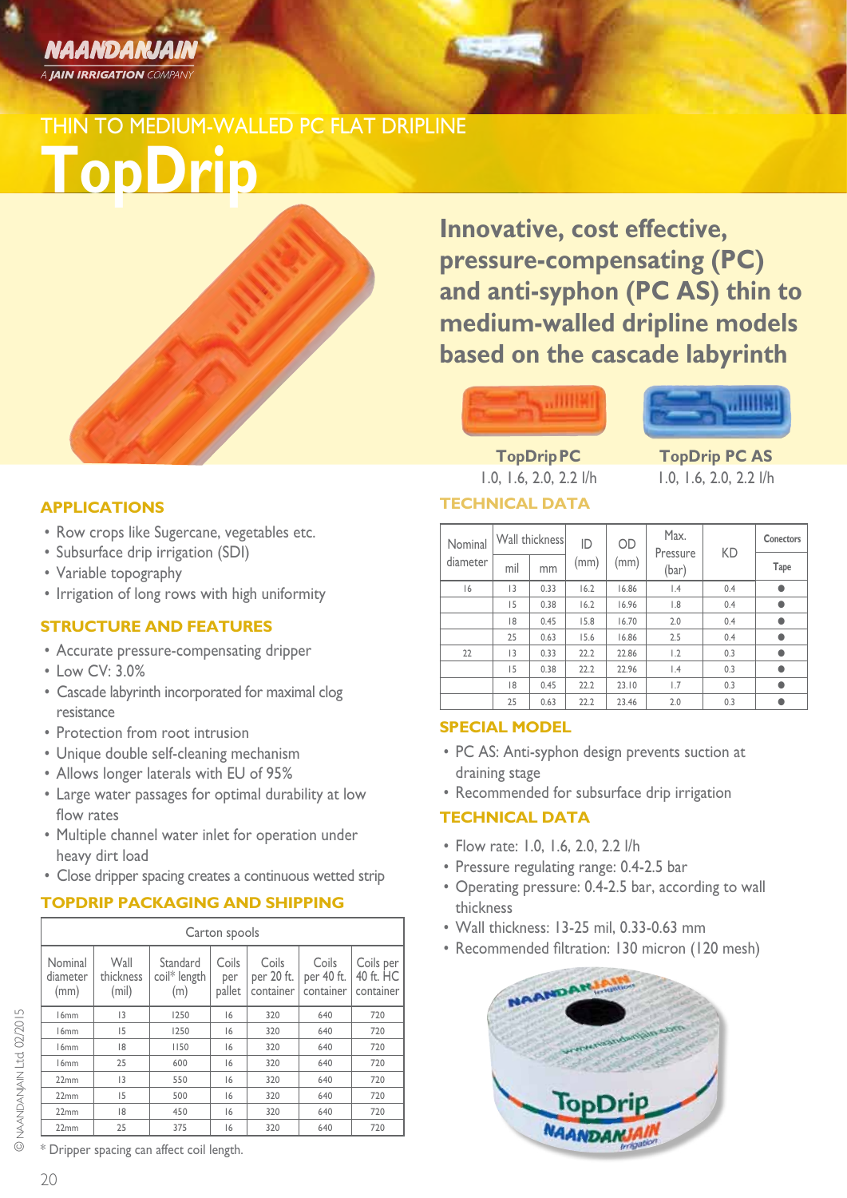NAANDANJAIN
A JAIN IRRIGATION COMPANY

THIN TO MEDIUM-WALLED PC FLAT DRIPLINE

# TopDrip

## Innovative, cost effective, pressure-compensating (PC) and anti-syphon (PC AS) thin to medium-walled dripline models based on the cascade labyrinth

**TopDrip PC**
1.0, 1.6, 2.0, 2.2 l/h

**TopDrip PC AS**
1.0, 1.6, 2.0, 2.2 l/h

### APPLICATIONS

- Row crops like Sugercane, vegetables etc.
- Subsurface drip irrigation (SDI)
- Variable topography
- Irrigation of long rows with high uniformity

### STRUCTURE AND FEATURES

- Accurate pressure-compensating dripper
- Low CV: 3.0%
- Cascade labyrinth incorporated for maximal clog resistance
- Protection from root intrusion
- Unique double self-cleaning mechanism
- Allows longer laterals with EU of 95%
- Large water passages for optimal durability at low flow rates
- Multiple channel water inlet for operation under heavy dirt load
- Close dripper spacing creates a continuous wetted strip

### TOPDRIP PACKAGING AND SHIPPING

| Carton spools | | | | | | |
|---|---|---|---|---|---|---|
| Nominal diameter (mm) | Wall thickness (mil) | Standard coil* length (m) | Coils per pallet | Coils per 20 ft. container | Coils per 40 ft. container | Coils per 40 ft. HC container |
| 16mm | 13 | 1250 | 16 | 320 | 640 | 720 |
| 16mm | 15 | 1250 | 16 | 320 | 640 | 720 |
| 16mm | 18 | 1150 | 16 | 320 | 640 | 720 |
| 16mm | 25 | 600 | 16 | 320 | 640 | 720 |
| 22mm | 13 | 550 | 16 | 320 | 640 | 720 |
| 22mm | 15 | 500 | 16 | 320 | 640 | 720 |
| 22mm | 18 | 450 | 16 | 320 | 640 | 720 |
| 22mm | 25 | 375 | 16 | 320 | 640 | 720 |

\* Dripper spacing can affect coil length.

### TECHNICAL DATA

| Nominal diameter | Wall thickness | | ID (mm) | OD (mm) | Max. Pressure (bar) | KD | Conectors |
|---|---|---|---|---|---|---|---|
| | mil | mm | | | | | Tape |
| 16 | 13 | 0.33 | 16.2 | 16.86 | 1.4 | 0.4 | ● |
| | 15 | 0.38 | 16.2 | 16.96 | 1.8 | 0.4 | ● |
| | 18 | 0.45 | 15.8 | 16.70 | 2.0 | 0.4 | ● |
| | 25 | 0.63 | 15.6 | 16.86 | 2.5 | 0.4 | ● |
| 22 | 13 | 0.33 | 22.2 | 22.86 | 1.2 | 0.3 | ● |
| | 15 | 0.38 | 22.2 | 22.96 | 1.4 | 0.3 | ● |
| | 18 | 0.45 | 22.2 | 23.10 | 1.7 | 0.3 | ● |
| | 25 | 0.63 | 22.2 | 23.46 | 2.0 | 0.3 | ● |

### SPECIAL MODEL

- PC AS: Anti-syphon design prevents suction at draining stage
- Recommended for subsurface drip irrigation

### TECHNICAL DATA

- Flow rate: 1.0, 1.6, 2.0, 2.2 l/h
- Pressure regulating range: 0.4-2.5 bar
- Operating pressure: 0.4-2.5 bar, according to wall thickness
- Wall thickness: 13-25 mil, 0.33-0.63 mm
- Recommended filtration: 130 micron (120 mesh)

© NAANDANJAIN Ltd. 02/2015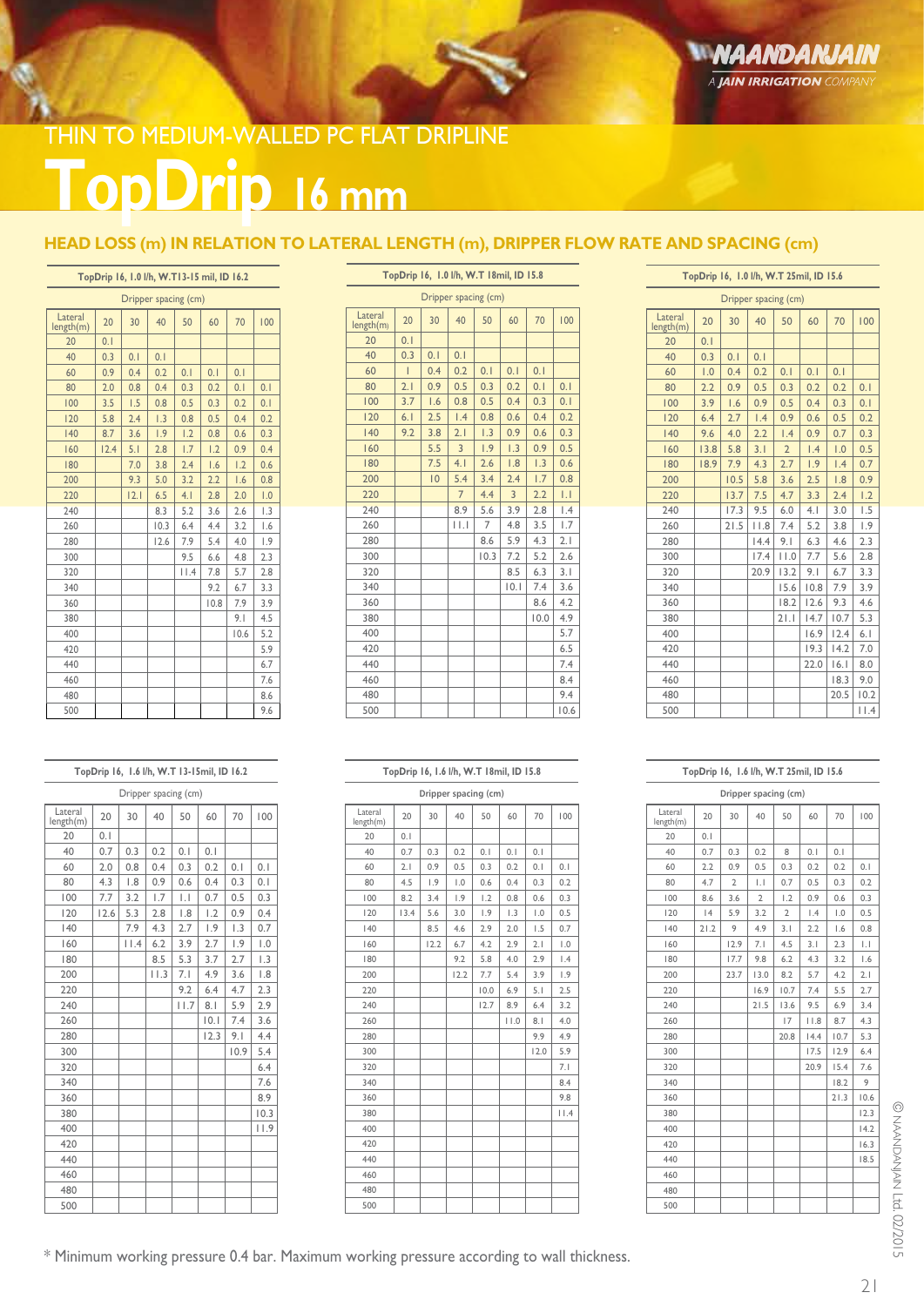THIN TO MEDIUM-WALLED PC FLAT DRIPLINE

# TopDrip 16 mm

## HEAD LOSS (m) IN RELATION TO LATERAL LENGTH (m), DRIPPER FLOW RATE AND SPACING (cm)

**TopDrip 16, 1.0 l/h, W.T13-15 mil, ID 16.2**

| Lateral length(m) | Dripper spacing (cm) 20 | 30 | 40 | 50 | 60 | 70 | 100 |
|---|---|---|---|---|---|---|---|
| 20 | 0.1 | | | | | | |
| 40 | 0.3 | 0.1 | 0.1 | | | | |
| 60 | 0.9 | 0.4 | 0.2 | 0.1 | 0.1 | 0.1 | |
| 80 | 2.0 | 0.8 | 0.4 | 0.3 | 0.2 | 0.1 | 0.1 |
| 100 | 3.5 | 1.5 | 0.8 | 0.5 | 0.3 | 0.2 | 0.1 |
| 120 | 5.8 | 2.4 | 1.3 | 0.8 | 0.5 | 0.4 | 0.2 |
| 140 | 8.7 | 3.6 | 1.9 | 1.2 | 0.8 | 0.6 | 0.3 |
| 160 | 12.4 | 5.1 | 2.8 | 1.7 | 1.2 | 0.9 | 0.4 |
| 180 | | 7.0 | 3.8 | 2.4 | 1.6 | 1.2 | 0.6 |
| 200 | | 9.3 | 5.0 | 3.2 | 2.2 | 1.6 | 0.8 |
| 220 | | 12.1 | 6.5 | 4.1 | 2.8 | 2.0 | 1.0 |
| 240 | | | 8.3 | 5.2 | 3.6 | 2.6 | 1.3 |
| 260 | | | 10.3 | 6.4 | 4.4 | 3.2 | 1.6 |
| 280 | | | 12.6 | 7.9 | 5.4 | 4.0 | 1.9 |
| 300 | | | | 9.5 | 6.6 | 4.8 | 2.3 |
| 320 | | | | 11.4 | 7.8 | 5.7 | 2.8 |
| 340 | | | | | 9.2 | 6.7 | 3.3 |
| 360 | | | | | 10.8 | 7.9 | 3.9 |
| 380 | | | | | | 9.1 | 4.5 |
| 400 | | | | | | 10.6 | 5.2 |
| 420 | | | | | | | 5.9 |
| 440 | | | | | | | 6.7 |
| 460 | | | | | | | 7.6 |
| 480 | | | | | | | 8.6 |
| 500 | | | | | | | 9.6 |

**TopDrip 16, 1.0 l/h, W.T 18mil, ID 15.8**

| Lateral length(m) | Dripper spacing (cm) 20 | 30 | 40 | 50 | 60 | 70 | 100 |
|---|---|---|---|---|---|---|---|
| 20 | 0.1 | | | | | | |
| 40 | 0.3 | 0.1 | 0.1 | | | | |
| 60 | 1 | 0.4 | 0.2 | 0.1 | 0.1 | 0.1 | |
| 80 | 2.1 | 0.9 | 0.5 | 0.3 | 0.2 | 0.1 | 0.1 |
| 100 | 3.7 | 1.6 | 0.8 | 0.5 | 0.4 | 0.3 | 0.1 |
| 120 | 6.1 | 2.5 | 1.4 | 0.8 | 0.6 | 0.4 | 0.2 |
| 140 | 9.2 | 3.8 | 2.1 | 1.3 | 0.9 | 0.6 | 0.3 |
| 160 | | 5.5 | 3 | 1.9 | 1.3 | 0.9 | 0.5 |
| 180 | | 7.5 | 4.1 | 2.6 | 1.8 | 1.3 | 0.6 |
| 200 | | 10 | 5.4 | 3.4 | 2.4 | 1.7 | 0.8 |
| 220 | | | 7 | 4.4 | 3 | 2.2 | 1.1 |
| 240 | | | 8.9 | 5.6 | 3.9 | 2.8 | 1.4 |
| 260 | | | 11.1 | 7 | 4.8 | 3.5 | 1.7 |
| 280 | | | | 8.6 | 5.9 | 4.3 | 2.1 |
| 300 | | | | 10.3 | 7.2 | 5.2 | 2.6 |
| 320 | | | | | 8.5 | 6.3 | 3.1 |
| 340 | | | | | 10.1 | 7.4 | 3.6 |
| 360 | | | | | | 8.6 | 4.2 |
| 380 | | | | | | 10.0 | 4.9 |
| 400 | | | | | | | 5.7 |
| 420 | | | | | | | 6.5 |
| 440 | | | | | | | 7.4 |
| 460 | | | | | | | 8.4 |
| 480 | | | | | | | 9.4 |
| 500 | | | | | | | 10.6 |

**TopDrip 16, 1.0 l/h, W.T 25mil, ID 15.6**

| Lateral length(m) | Dripper spacing (cm) 20 | 30 | 40 | 50 | 60 | 70 | 100 |
|---|---|---|---|---|---|---|---|
| 20 | 0.1 | | | | | | |
| 40 | 0.3 | 0.1 | 0.1 | | | | |
| 60 | 1.0 | 0.4 | 0.2 | 0.1 | 0.1 | 0.1 | |
| 80 | 2.2 | 0.9 | 0.5 | 0.3 | 0.2 | 0.2 | 0.1 |
| 100 | 3.9 | 1.6 | 0.9 | 0.5 | 0.4 | 0.3 | 0.1 |
| 120 | 6.4 | 2.7 | 1.4 | 0.9 | 0.6 | 0.5 | 0.2 |
| 140 | 9.6 | 4.0 | 2.2 | 1.4 | 0.9 | 0.7 | 0.3 |
| 160 | 13.8 | 5.8 | 3.1 | 2 | 1.4 | 1.0 | 0.5 |
| 180 | 18.9 | 7.9 | 4.3 | 2.7 | 1.9 | 1.4 | 0.7 |
| 200 | | 10.5 | 5.8 | 3.6 | 2.5 | 1.8 | 0.9 |
| 220 | | 13.7 | 7.5 | 4.7 | 3.3 | 2.4 | 1.2 |
| 240 | | 17.3 | 9.5 | 6.0 | 4.1 | 3.0 | 1.5 |
| 260 | | 21.5 | 11.8 | 7.4 | 5.2 | 3.8 | 1.9 |
| 280 | | | 14.4 | 9.1 | 6.3 | 4.6 | 2.3 |
| 300 | | | 17.4 | 11.0 | 7.7 | 5.6 | 2.8 |
| 320 | | | 20.9 | 13.2 | 9.1 | 6.7 | 3.3 |
| 340 | | | | 15.6 | 10.8 | 7.9 | 3.9 |
| 360 | | | | 18.2 | 12.6 | 9.3 | 4.6 |
| 380 | | | | 21.1 | 14.7 | 10.7 | 5.3 |
| 400 | | | | | 16.9 | 12.4 | 6.1 |
| 420 | | | | | 19.3 | 14.2 | 7.0 |
| 440 | | | | | 22.0 | 16.1 | 8.0 |
| 460 | | | | | | 18.3 | 9.0 |
| 480 | | | | | | 20.5 | 10.2 |
| 500 | | | | | | | 11.4 |

**TopDrip 16, 1.6 l/h, W.T 13-15mil, ID 16.2**

| Lateral length(m) | Dripper spacing (cm) 20 | 30 | 40 | 50 | 60 | 70 | 100 |
|---|---|---|---|---|---|---|---|
| 20 | 0.1 | | | | | | |
| 40 | 0.7 | 0.3 | 0.2 | 0.1 | 0.1 | | |
| 60 | 2.0 | 0.8 | 0.4 | 0.3 | 0.2 | 0.1 | 0.1 |
| 80 | 4.3 | 1.8 | 0.9 | 0.6 | 0.4 | 0.3 | 0.1 |
| 100 | 7.7 | 3.2 | 1.7 | 1.1 | 0.7 | 0.5 | 0.3 |
| 120 | 12.6 | 5.3 | 2.8 | 1.8 | 1.2 | 0.9 | 0.4 |
| 140 | | 7.9 | 4.3 | 2.7 | 1.9 | 1.3 | 0.7 |
| 160 | | 11.4 | 6.2 | 3.9 | 2.7 | 1.9 | 1.0 |
| 180 | | | 8.5 | 5.3 | 3.7 | 2.7 | 1.3 |
| 200 | | | 11.3 | 7.1 | 4.9 | 3.6 | 1.8 |
| 220 | | | | 9.2 | 6.4 | 4.7 | 2.3 |
| 240 | | | | 11.7 | 8.1 | 5.9 | 2.9 |
| 260 | | | | | 10.1 | 7.4 | 3.6 |
| 280 | | | | | 12.3 | 9.1 | 4.4 |
| 300 | | | | | | 10.9 | 5.4 |
| 320 | | | | | | | 6.4 |
| 340 | | | | | | | 7.6 |
| 360 | | | | | | | 8.9 |
| 380 | | | | | | | 10.3 |
| 400 | | | | | | | 11.9 |
| 420 | | | | | | | |
| 440 | | | | | | | |
| 460 | | | | | | | |
| 480 | | | | | | | |
| 500 | | | | | | | |

**TopDrip 16, 1.6 l/h, W.T 18mil, ID 15.8**

| Lateral length(m) | Dripper spacing (cm) 20 | 30 | 40 | 50 | 60 | 70 | 100 |
|---|---|---|---|---|---|---|---|
| 20 | 0.1 | | | | | | |
| 40 | 0.7 | 0.3 | 0.2 | 0.1 | 0.1 | 0.1 | |
| 60 | 2.1 | 0.9 | 0.5 | 0.3 | 0.2 | 0.1 | 0.1 |
| 80 | 4.5 | 1.9 | 1.0 | 0.6 | 0.4 | 0.3 | 0.2 |
| 100 | 8.2 | 3.4 | 1.9 | 1.2 | 0.8 | 0.6 | 0.3 |
| 120 | 13.4 | 5.6 | 3.0 | 1.9 | 1.3 | 1.0 | 0.5 |
| 140 | | 8.5 | 4.6 | 2.9 | 2.0 | 1.5 | 0.7 |
| 160 | | 12.2 | 6.7 | 4.2 | 2.9 | 2.1 | 1.0 |
| 180 | | | 9.2 | 5.8 | 4.0 | 2.9 | 1.4 |
| 200 | | | 12.2 | 7.7 | 5.4 | 3.9 | 1.9 |
| 220 | | | | 10.0 | 6.9 | 5.1 | 2.5 |
| 240 | | | | 12.7 | 8.9 | 6.4 | 3.2 |
| 260 | | | | | 11.0 | 8.1 | 4.0 |
| 280 | | | | | | 9.9 | 4.9 |
| 300 | | | | | | 12.0 | 5.9 |
| 320 | | | | | | | 7.1 |
| 340 | | | | | | | 8.4 |
| 360 | | | | | | | 9.8 |
| 380 | | | | | | | 11.4 |
| 400 | | | | | | | |
| 420 | | | | | | | |
| 440 | | | | | | | |
| 460 | | | | | | | |
| 480 | | | | | | | |
| 500 | | | | | | | |

**TopDrip 16, 1.6 l/h, W.T 25mil, ID 15.6**

| Lateral length(m) | Dripper spacing (cm) 20 | 30 | 40 | 50 | 60 | 70 | 100 |
|---|---|---|---|---|---|---|---|
| 20 | 0.1 | | | | | | |
| 40 | 0.7 | 0.3 | 0.2 | 8 | 0.1 | 0.1 | |
| 60 | 2.2 | 0.9 | 0.5 | 0.3 | 0.2 | 0.2 | 0.1 |
| 80 | 4.7 | 2 | 1.1 | 0.7 | 0.5 | 0.3 | 0.2 |
| 100 | 8.6 | 3.6 | 2 | 1.2 | 0.9 | 0.6 | 0.3 |
| 120 | 14 | 5.9 | 3.2 | 2 | 1.4 | 1.0 | 0.5 |
| 140 | 21.2 | 9 | 4.9 | 3.1 | 2.2 | 1.6 | 0.8 |
| 160 | | 12.9 | 7.1 | 4.5 | 3.1 | 2.3 | 1.1 |
| 180 | | 17.7 | 9.8 | 6.2 | 4.3 | 3.2 | 1.6 |
| 200 | | 23.7 | 13.0 | 8.2 | 5.7 | 4.2 | 2.1 |
| 220 | | | 16.9 | 10.7 | 7.4 | 5.5 | 2.7 |
| 240 | | | 21.5 | 13.6 | 9.5 | 6.9 | 3.4 |
| 260 | | | | 17 | 11.8 | 8.7 | 4.3 |
| 280 | | | | 20.8 | 14.4 | 10.7 | 5.3 |
| 300 | | | | | 17.5 | 12.9 | 6.4 |
| 320 | | | | | 20.9 | 15.4 | 7.6 |
| 340 | | | | | | 18.2 | 9 |
| 360 | | | | | | 21.3 | 10.6 |
| 380 | | | | | | | 12.3 |
| 400 | | | | | | | 14.2 |
| 420 | | | | | | | 16.3 |
| 440 | | | | | | | 18.5 |
| 460 | | | | | | | |
| 480 | | | | | | | |
| 500 | | | | | | | |

\* Minimum working pressure 0.4 bar. Maximum working pressure according to wall thickness.

© NAANDANJAIN Ltd. 02/2015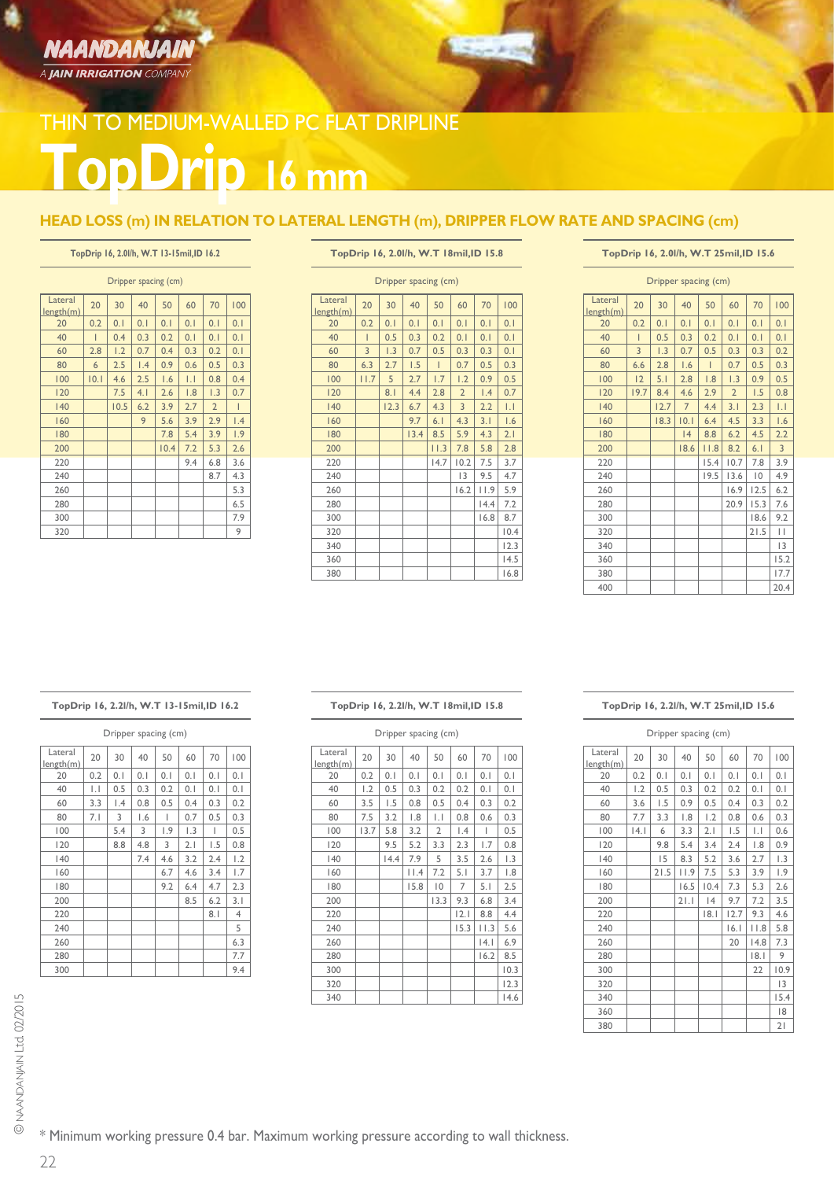NAANDANJAIN
A JAIN IRRIGATION COMPANY

# THIN TO MEDIUM-WALLED PC FLAT DRIPLINE

# TopDrip 16 mm

## HEAD LOSS (m) IN RELATION TO LATERAL LENGTH (m), DRIPPER FLOW RATE AND SPACING (cm)

**TopDrip 16, 2.0l/h, W.T 13-15mil,ID 16.2**

| Lateral length(m) | Dripper spacing (cm) 20 | 30 | 40 | 50 | 60 | 70 | 100 |
|---|---|---|---|---|---|---|---|
| 20 | 0.2 | 0.1 | 0.1 | 0.1 | 0.1 | 0.1 | 0.1 |
| 40 | 1 | 0.4 | 0.3 | 0.2 | 0.1 | 0.1 | 0.1 |
| 60 | 2.8 | 1.2 | 0.7 | 0.4 | 0.3 | 0.2 | 0.1 |
| 80 | 6 | 2.5 | 1.4 | 0.9 | 0.6 | 0.5 | 0.3 |
| 100 | 10.1 | 4.6 | 2.5 | 1.6 | 1.1 | 0.8 | 0.4 |
| 120 | | 7.5 | 4.1 | 2.6 | 1.8 | 1.3 | 0.7 |
| 140 | | 10.5 | 6.2 | 3.9 | 2.7 | 2 | 1 |
| 160 | | | 9 | 5.6 | 3.9 | 2.9 | 1.4 |
| 180 | | | | 7.8 | 5.4 | 3.9 | 1.9 |
| 200 | | | | 10.4 | 7.2 | 5.3 | 2.6 |
| 220 | | | | | 9.4 | 6.8 | 3.6 |
| 240 | | | | | | 8.7 | 4.3 |
| 260 | | | | | | | 5.3 |
| 280 | | | | | | | 6.5 |
| 300 | | | | | | | 7.9 |
| 320 | | | | | | | 9 |

**TopDrip 16, 2.0l/h, W.T 18mil,ID 15.8**

| Lateral length(m) | Dripper spacing (cm) 20 | 30 | 40 | 50 | 60 | 70 | 100 |
|---|---|---|---|---|---|---|---|
| 20 | 0.2 | 0.1 | 0.1 | 0.1 | 0.1 | 0.1 | 0.1 |
| 40 | 1 | 0.5 | 0.3 | 0.2 | 0.1 | 0.1 | 0.1 |
| 60 | 3 | 1.3 | 0.7 | 0.5 | 0.3 | 0.3 | 0.1 |
| 80 | 6.3 | 2.7 | 1.5 | 1 | 0.7 | 0.5 | 0.3 |
| 100 | 11.7 | 5 | 2.7 | 1.7 | 1.2 | 0.9 | 0.5 |
| 120 | | 8.1 | 4.4 | 2.8 | 2 | 1.4 | 0.7 |
| 140 | | 12.3 | 6.7 | 4.3 | 3 | 2.2 | 1.1 |
| 160 | | | 9.7 | 6.1 | 4.3 | 3.1 | 1.6 |
| 180 | | | 13.4 | 8.5 | 5.9 | 4.3 | 2.1 |
| 200 | | | | 11.3 | 7.8 | 5.8 | 2.8 |
| 220 | | | | 14.7 | 10.2 | 7.5 | 3.7 |
| 240 | | | | | 13 | 9.5 | 4.7 |
| 260 | | | | | 16.2 | 11.9 | 5.9 |
| 280 | | | | | | 14.4 | 7.2 |
| 300 | | | | | | 16.8 | 8.7 |
| 320 | | | | | | | 10.4 |
| 340 | | | | | | | 12.3 |
| 360 | | | | | | | 14.5 |
| 380 | | | | | | | 16.8 |

**TopDrip 16, 2.0l/h, W.T 25mil,ID 15.6**

| Lateral length(m) | Dripper spacing (cm) 20 | 30 | 40 | 50 | 60 | 70 | 100 |
|---|---|---|---|---|---|---|---|
| 20 | 0.2 | 0.1 | 0.1 | 0.1 | 0.1 | 0.1 | 0.1 |
| 40 | 1 | 0.5 | 0.3 | 0.2 | 0.1 | 0.1 | 0.1 |
| 60 | 3 | 1.3 | 0.7 | 0.5 | 0.3 | 0.3 | 0.2 |
| 80 | 6.6 | 2.8 | 1.6 | 1 | 0.7 | 0.5 | 0.3 |
| 100 | 12 | 5.1 | 2.8 | 1.8 | 1.3 | 0.9 | 0.5 |
| 120 | 19.7 | 8.4 | 4.6 | 2.9 | 2 | 1.5 | 0.8 |
| 140 | | 12.7 | 7 | 4.4 | 3.1 | 2.3 | 1.1 |
| 160 | | 18.3 | 10.1 | 6.4 | 4.5 | 3.3 | 1.6 |
| 180 | | | 14 | 8.8 | 6.2 | 4.5 | 2.2 |
| 200 | | | 18.6 | 11.8 | 8.2 | 6.1 | 3 |
| 220 | | | | 15.4 | 10.7 | 7.8 | 3.9 |
| 240 | | | | 19.5 | 13.6 | 10 | 4.9 |
| 260 | | | | | 16.9 | 12.5 | 6.2 |
| 280 | | | | | 20.9 | 15.3 | 7.6 |
| 300 | | | | | | 18.6 | 9.2 |
| 320 | | | | | | 21.5 | 11 |
| 340 | | | | | | | 13 |
| 360 | | | | | | | 15.2 |
| 380 | | | | | | | 17.7 |
| 400 | | | | | | | 20.4 |

**TopDrip 16, 2.2l/h, W.T 13-15mil,ID 16.2**

| Lateral length(m) | Dripper spacing (cm) 20 | 30 | 40 | 50 | 60 | 70 | 100 |
|---|---|---|---|---|---|---|---|
| 20 | 0.2 | 0.1 | 0.1 | 0.1 | 0.1 | 0.1 | 0.1 |
| 40 | 1.1 | 0.5 | 0.3 | 0.2 | 0.1 | 0.1 | 0.1 |
| 60 | 3.3 | 1.4 | 0.8 | 0.5 | 0.4 | 0.3 | 0.2 |
| 80 | 7.1 | 3 | 1.6 | 1 | 0.7 | 0.5 | 0.3 |
| 100 | | 5.4 | 3 | 1.9 | 1.3 | 1 | 0.5 |
| 120 | | 8.8 | 4.8 | 3 | 2.1 | 1.5 | 0.8 |
| 140 | | | 7.4 | 4.6 | 3.2 | 2.4 | 1.2 |
| 160 | | | | 6.7 | 4.6 | 3.4 | 1.7 |
| 180 | | | | 9.2 | 6.4 | 4.7 | 2.3 |
| 200 | | | | | 8.5 | 6.2 | 3.1 |
| 220 | | | | | | 8.1 | 4 |
| 240 | | | | | | | 5 |
| 260 | | | | | | | 6.3 |
| 280 | | | | | | | 7.7 |
| 300 | | | | | | | 9.4 |

**TopDrip 16, 2.2l/h, W.T 18mil,ID 15.8**

| Lateral length(m) | Dripper spacing (cm) 20 | 30 | 40 | 50 | 60 | 70 | 100 |
|---|---|---|---|---|---|---|---|
| 20 | 0.2 | 0.1 | 0.1 | 0.1 | 0.1 | 0.1 | 0.1 |
| 40 | 1.2 | 0.5 | 0.3 | 0.2 | 0.2 | 0.1 | 0.1 |
| 60 | 3.5 | 1.5 | 0.8 | 0.5 | 0.4 | 0.3 | 0.2 |
| 80 | 7.5 | 3.2 | 1.8 | 1.1 | 0.8 | 0.6 | 0.3 |
| 100 | 13.7 | 5.8 | 3.2 | 2 | 1.4 | 1 | 0.5 |
| 120 | | 9.5 | 5.2 | 3.3 | 2.3 | 1.7 | 0.8 |
| 140 | | 14.4 | 7.9 | 5 | 3.5 | 2.6 | 1.3 |
| 160 | | | 11.4 | 7.2 | 5.1 | 3.7 | 1.8 |
| 180 | | | 15.8 | 10 | 7 | 5.1 | 2.5 |
| 200 | | | | 13.3 | 9.3 | 6.8 | 3.4 |
| 220 | | | | | 12.1 | 8.8 | 4.4 |
| 240 | | | | | 15.3 | 11.3 | 5.6 |
| 260 | | | | | | 14.1 | 6.9 |
| 280 | | | | | | 16.2 | 8.5 |
| 300 | | | | | | | 10.3 |
| 320 | | | | | | | 12.3 |
| 340 | | | | | | | 14.6 |

**TopDrip 16, 2.2l/h, W.T 25mil,ID 15.6**

| Lateral length(m) | Dripper spacing (cm) 20 | 30 | 40 | 50 | 60 | 70 | 100 |
|---|---|---|---|---|---|---|---|
| 20 | 0.2 | 0.1 | 0.1 | 0.1 | 0.1 | 0.1 | 0.1 |
| 40 | 1.2 | 0.5 | 0.3 | 0.2 | 0.2 | 0.1 | 0.1 |
| 60 | 3.6 | 1.5 | 0.9 | 0.5 | 0.4 | 0.3 | 0.2 |
| 80 | 7.7 | 3.3 | 1.8 | 1.2 | 0.8 | 0.6 | 0.3 |
| 100 | 14.1 | 6 | 3.3 | 2.1 | 1.5 | 1.1 | 0.6 |
| 120 | | 9.8 | 5.4 | 3.4 | 2.4 | 1.8 | 0.9 |
| 140 | | 15 | 8.3 | 5.2 | 3.6 | 2.7 | 1.3 |
| 160 | | 21.5 | 11.9 | 7.5 | 5.3 | 3.9 | 1.9 |
| 180 | | | 16.5 | 10.4 | 7.3 | 5.3 | 2.6 |
| 200 | | | 21.1 | 14 | 9.7 | 7.2 | 3.5 |
| 220 | | | | 18.1 | 12.7 | 9.3 | 4.6 |
| 240 | | | | | 16.1 | 11.8 | 5.8 |
| 260 | | | | | 20 | 14.8 | 7.3 |
| 280 | | | | | | 18.1 | 9 |
| 300 | | | | | | 22 | 10.9 |
| 320 | | | | | | | 13 |
| 340 | | | | | | | 15.4 |
| 360 | | | | | | | 18 |
| 380 | | | | | | | 21 |

* Minimum working pressure 0.4 bar. Maximum working pressure according to wall thickness.

© NAANDANJAIN Ltd. 02/2015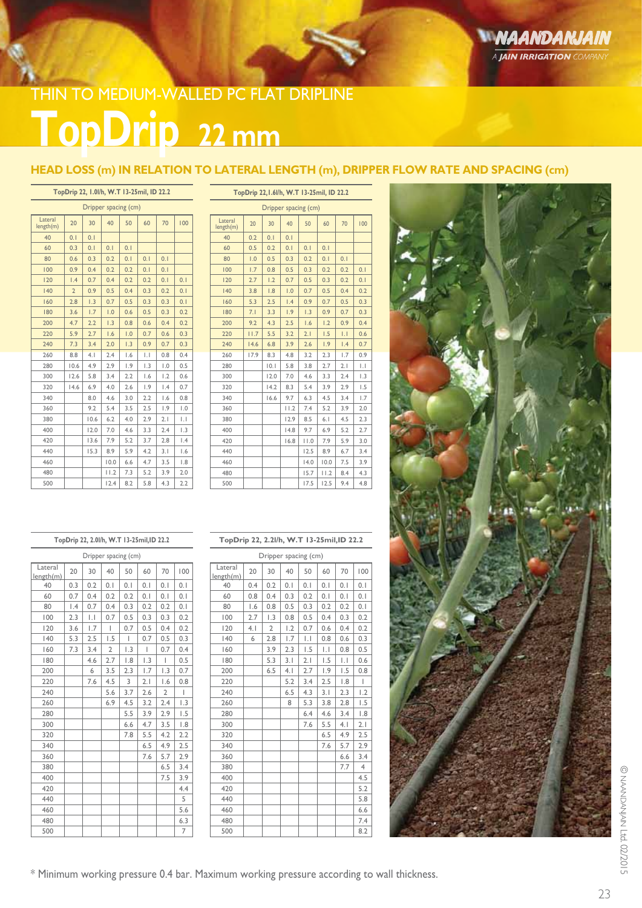THIN TO MEDIUM-WALLED PC FLAT DRIPLINE

# TopDrip 22 mm

## HEAD LOSS (m) IN RELATION TO LATERAL LENGTH (m), DRIPPER FLOW RATE AND SPACING (cm)

**TopDrip 22, 1.0l/h, W.T 13-25mil, ID 22.2**

| Lateral length(m) | Dripper spacing (cm) 20 | 30 | 40 | 50 | 60 | 70 | 100 |
|---|---|---|---|---|---|---|---|
| 40 | 0.1 | 0.1 | | | | | |
| 60 | 0.3 | 0.1 | 0.1 | 0.1 | | | |
| 80 | 0.6 | 0.3 | 0.2 | 0.1 | 0.1 | 0.1 | |
| 100 | 0.9 | 0.4 | 0.2 | 0.2 | 0.1 | 0.1 | |
| 120 | 1.4 | 0.7 | 0.4 | 0.2 | 0.2 | 0.1 | 0.1 |
| 140 | 2 | 0.9 | 0.5 | 0.4 | 0.3 | 0.2 | 0.1 |
| 160 | 2.8 | 1.3 | 0.7 | 0.5 | 0.3 | 0.3 | 0.1 |
| 180 | 3.6 | 1.7 | 1.0 | 0.6 | 0.5 | 0.3 | 0.2 |
| 200 | 4.7 | 2.2 | 1.3 | 0.8 | 0.6 | 0.4 | 0.2 |
| 220 | 5.9 | 2.7 | 1.6 | 1.0 | 0.7 | 0.6 | 0.3 |
| 240 | 7.3 | 3.4 | 2.0 | 1.3 | 0.9 | 0.7 | 0.3 |
| 260 | 8.8 | 4.1 | 2.4 | 1.6 | 1.1 | 0.8 | 0.4 |
| 280 | 10.6 | 4.9 | 2.9 | 1.9 | 1.3 | 1.0 | 0.5 |
| 300 | 12.6 | 5.8 | 3.4 | 2.2 | 1.6 | 1.2 | 0.6 |
| 320 | 14.6 | 6.9 | 4.0 | 2.6 | 1.9 | 1.4 | 0.7 |
| 340 | | 8.0 | 4.6 | 3.0 | 2.2 | 1.6 | 0.8 |
| 360 | | 9.2 | 5.4 | 3.5 | 2.5 | 1.9 | 1.0 |
| 380 | | 10.6 | 6.2 | 4.0 | 2.9 | 2.1 | 1.1 |
| 400 | | 12.0 | 7.0 | 4.6 | 3.3 | 2.4 | 1.3 |
| 420 | | 13.6 | 7.9 | 5.2 | 3.7 | 2.8 | 1.4 |
| 440 | | 15.3 | 8.9 | 5.9 | 4.2 | 3.1 | 1.6 |
| 460 | | | 10.0 | 6.6 | 4.7 | 3.5 | 1.8 |
| 480 | | | 11.2 | 7.3 | 5.2 | 3.9 | 2.0 |
| 500 | | | 12.4 | 8.2 | 5.8 | 4.3 | 2.2 |

**TopDrip 22, 1.6l/h, W.T 13-25mil, ID 22.2**

| Lateral length(m) | Dripper spacing (cm) 20 | 30 | 40 | 50 | 60 | 70 | 100 |
|---|---|---|---|---|---|---|---|
| 40 | 0.2 | 0.1 | 0.1 | | | | |
| 60 | 0.5 | 0.2 | 0.1 | 0.1 | 0.1 | | |
| 80 | 1.0 | 0.5 | 0.3 | 0.2 | 0.1 | 0.1 | |
| 100 | 1.7 | 0.8 | 0.5 | 0.3 | 0.2 | 0.2 | 0.1 |
| 120 | 2.7 | 1.2 | 0.7 | 0.5 | 0.3 | 0.2 | 0.1 |
| 140 | 3.8 | 1.8 | 1.0 | 0.7 | 0.5 | 0.4 | 0.2 |
| 160 | 5.3 | 2.5 | 1.4 | 0.9 | 0.7 | 0.5 | 0.3 |
| 180 | 7.1 | 3.3 | 1.9 | 1.3 | 0.9 | 0.7 | 0.3 |
| 200 | 9.2 | 4.3 | 2.5 | 1.6 | 1.2 | 0.9 | 0.4 |
| 220 | 11.7 | 5.5 | 3.2 | 2.1 | 1.5 | 1.1 | 0.6 |
| 240 | 14.6 | 6.8 | 3.9 | 2.6 | 1.9 | 1.4 | 0.7 |
| 260 | 17.9 | 8.3 | 4.8 | 3.2 | 2.3 | 1.7 | 0.9 |
| 280 | | 10.1 | 5.8 | 3.8 | 2.7 | 2.1 | 1.1 |
| 300 | | 12.0 | 7.0 | 4.6 | 3.3 | 2.4 | 1.3 |
| 320 | | 14.2 | 8.3 | 5.4 | 3.9 | 2.9 | 1.5 |
| 340 | | 16.6 | 9.7 | 6.3 | 4.5 | 3.4 | 1.7 |
| 360 | | | 11.2 | 7.4 | 5.2 | 3.9 | 2.0 |
| 380 | | | 12.9 | 8.5 | 6.1 | 4.5 | 2.3 |
| 400 | | | 14.8 | 9.7 | 6.9 | 5.2 | 2.7 |
| 420 | | | 16.8 | 11.0 | 7.9 | 5.9 | 3.0 |
| 440 | | | | 12.5 | 8.9 | 6.7 | 3.4 |
| 460 | | | | 14.0 | 10.0 | 7.5 | 3.9 |
| 480 | | | | 15.7 | 11.2 | 8.4 | 4.3 |
| 500 | | | | 17.5 | 12.5 | 9.4 | 4.8 |

**TopDrip 22, 2.0l/h, W.T 13-25mil,ID 22.2**

| Lateral length(m) | Dripper spacing (cm) 20 | 30 | 40 | 50 | 60 | 70 | 100 |
|---|---|---|---|---|---|---|---|
| 40 | 0.3 | 0.2 | 0.1 | 0.1 | 0.1 | 0.1 | 0.1 |
| 60 | 0.7 | 0.4 | 0.2 | 0.2 | 0.1 | 0.1 | 0.1 |
| 80 | 1.4 | 0.7 | 0.4 | 0.3 | 0.2 | 0.2 | 0.1 |
| 100 | 2.3 | 1.1 | 0.7 | 0.5 | 0.3 | 0.3 | 0.2 |
| 120 | 3.6 | 1.7 | 1 | 0.7 | 0.5 | 0.4 | 0.2 |
| 140 | 5.3 | 2.5 | 1.5 | 1 | 0.7 | 0.5 | 0.3 |
| 160 | 7.3 | 3.4 | 2 | 1.3 | 1 | 0.7 | 0.4 |
| 180 | | 4.6 | 2.7 | 1.8 | 1.3 | 1 | 0.5 |
| 200 | | 6 | 3.5 | 2.3 | 1.7 | 1.3 | 0.7 |
| 220 | | 7.6 | 4.5 | 3 | 2.1 | 1.6 | 0.8 |
| 240 | | | 5.6 | 3.7 | 2.6 | 2 | 1 |
| 260 | | | 6.9 | 4.5 | 3.2 | 2.4 | 1.3 |
| 280 | | | | 5.5 | 3.9 | 2.9 | 1.5 |
| 300 | | | | 6.6 | 4.7 | 3.5 | 1.8 |
| 320 | | | | 7.8 | 5.5 | 4.2 | 2.2 |
| 340 | | | | | 6.5 | 4.9 | 2.5 |
| 360 | | | | | 7.6 | 5.7 | 2.9 |
| 380 | | | | | | 6.5 | 3.4 |
| 400 | | | | | | 7.5 | 3.9 |
| 420 | | | | | | | 4.4 |
| 440 | | | | | | | 5 |
| 460 | | | | | | | 5.6 |
| 480 | | | | | | | 6.3 |
| 500 | | | | | | | 7 |

**TopDrip 22, 2.2l/h, W.T 13-25mil,ID 22.2**

| Lateral length(m) | Dripper spacing (cm) 20 | 30 | 40 | 50 | 60 | 70 | 100 |
|---|---|---|---|---|---|---|---|
| 40 | 0.4 | 0.2 | 0.1 | 0.1 | 0.1 | 0.1 | 0.1 |
| 60 | 0.8 | 0.4 | 0.3 | 0.2 | 0.1 | 0.1 | 0.1 |
| 80 | 1.6 | 0.8 | 0.5 | 0.3 | 0.2 | 0.2 | 0.1 |
| 100 | 2.7 | 1.3 | 0.8 | 0.5 | 0.4 | 0.3 | 0.2 |
| 120 | 4.1 | 2 | 1.2 | 0.7 | 0.6 | 0.4 | 0.2 |
| 140 | 6 | 2.8 | 1.7 | 1.1 | 0.8 | 0.6 | 0.3 |
| 160 | | 3.9 | 2.3 | 1.5 | 1.1 | 0.8 | 0.5 |
| 180 | | 5.3 | 3.1 | 2.1 | 1.5 | 1.1 | 0.6 |
| 200 | | 6.5 | 4.1 | 2.7 | 1.9 | 1.5 | 0.8 |
| 220 | | | 5.2 | 3.4 | 2.5 | 1.8 | 1 |
| 240 | | | 6.5 | 4.3 | 3.1 | 2.3 | 1.2 |
| 260 | | | 8 | 5.3 | 3.8 | 2.8 | 1.5 |
| 280 | | | | 6.4 | 4.6 | 3.4 | 1.8 |
| 300 | | | | 7.6 | 5.5 | 4.1 | 2.1 |
| 320 | | | | | 6.5 | 4.9 | 2.5 |
| 340 | | | | | 7.6 | 5.7 | 2.9 |
| 360 | | | | | | 6.6 | 3.4 |
| 380 | | | | | | 7.7 | 4 |
| 400 | | | | | | | 4.5 |
| 420 | | | | | | | 5.2 |
| 440 | | | | | | | 5.8 |
| 460 | | | | | | | 6.6 |
| 480 | | | | | | | 7.4 |
| 500 | | | | | | | 8.2 |

\* Minimum working pressure 0.4 bar. Maximum working pressure according to wall thickness.